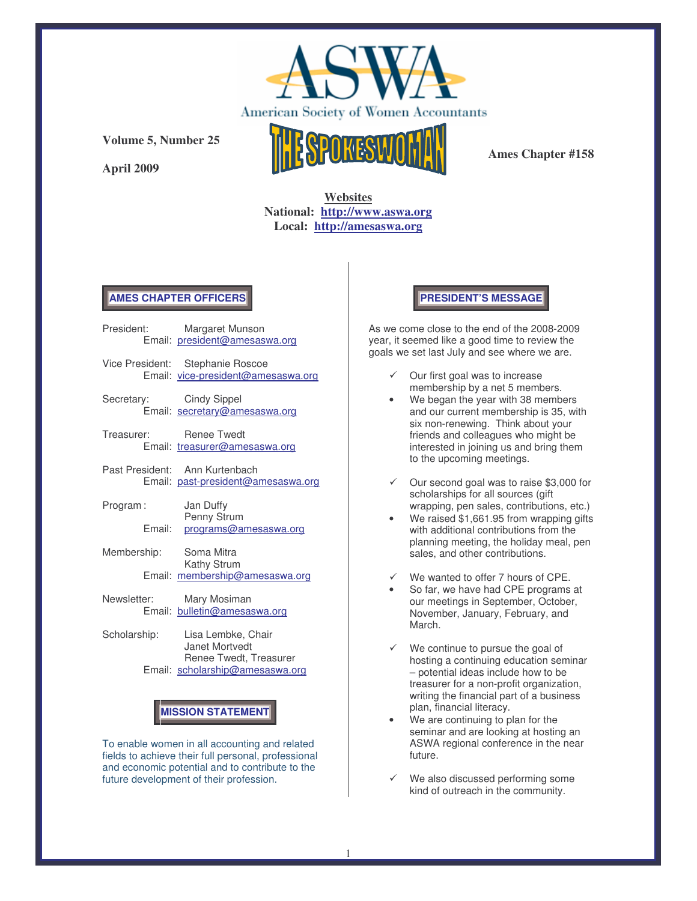# ASWA

American Society of Women Accountants

**Volume 5, Number 25**

**April 2009**

# THE SPOKESWOMAN

**Ames Chapter #158**

**Websites**
**National: http://www.aswa.org**
**Local: http://amesaswa.org**

## AMES CHAPTER OFFICERS

President: Margaret Munson
Email: president@amesaswa.org

Vice President: Stephanie Roscoe
Email: vice-president@amesaswa.org

Secretary: Cindy Sippel
Email: secretary@amesaswa.org

Treasurer: Renee Twedt
Email: treasurer@amesaswa.org

Past President: Ann Kurtenbach
Email: past-president@amesaswa.org

Program: Jan Duffy
Penny Strum
Email: programs@amesaswa.org

Membership: Soma Mitra
Kathy Strum
Email: membership@amesaswa.org

Newsletter: Mary Mosiman
Email: bulletin@amesaswa.org

Scholarship: Lisa Lembke, Chair
Janet Mortvedt
Renee Twedt, Treasurer
Email: scholarship@amesaswa.org

## MISSION STATEMENT

To enable women in all accounting and related fields to achieve their full personal, professional and economic potential and to contribute to the future development of their profession.

## PRESIDENT'S MESSAGE

As we come close to the end of the 2008-2009 year, it seemed like a good time to review the goals we set last July and see where we are.

- ✓ Our first goal was to increase membership by a net 5 members.
- We began the year with 38 members and our current membership is 35, with six non-renewing. Think about your friends and colleagues who might be interested in joining us and bring them to the upcoming meetings.

- ✓ Our second goal was to raise $3,000 for scholarships for all sources (gift wrapping, pen sales, contributions, etc.)
- We raised $1,661.95 from wrapping gifts with additional contributions from the planning meeting, the holiday meal, pen sales, and other contributions.

- ✓ We wanted to offer 7 hours of CPE.
- So far, we have had CPE programs at our meetings in September, October, November, January, February, and March.

- ✓ We continue to pursue the goal of hosting a continuing education seminar – potential ideas include how to be treasurer for a non-profit organization, writing the financial part of a business plan, financial literacy.
- We are continuing to plan for the seminar and are looking at hosting an ASWA regional conference in the near future.

- ✓ We also discussed performing some kind of outreach in the community.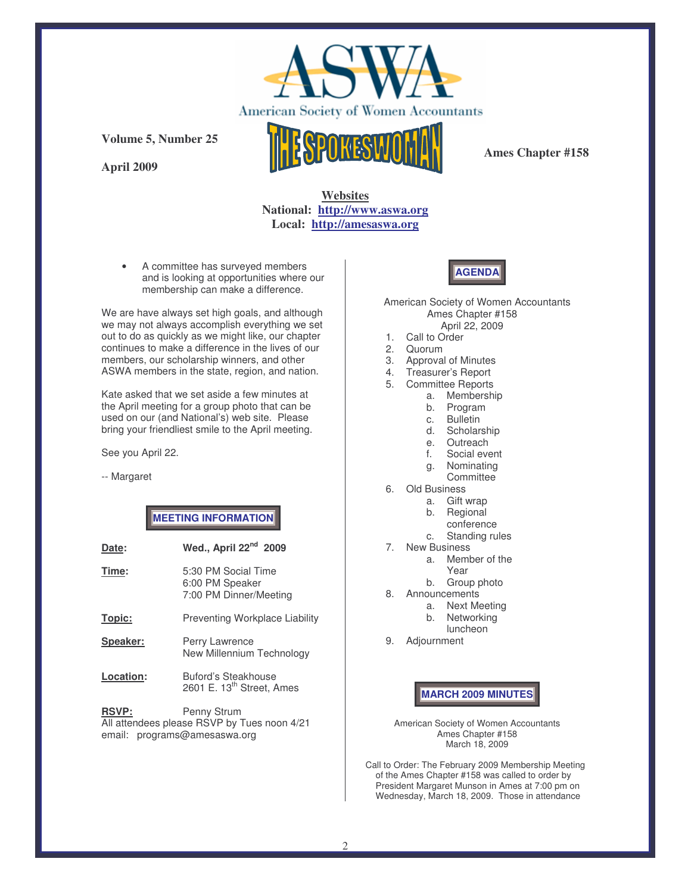# ASWA

American Society of Women Accountants

# THE SPOKESWOMAN

**Volume 5, Number 25**

**April 2009**

**Ames Chapter #158**

**Websites**
**National: http://www.aswa.org**
**Local: http://amesaswa.org**

- A committee has surveyed members and is looking at opportunities where our membership can make a difference.

We are have always set high goals, and although we may not always accomplish everything we set out to do as quickly as we might like, our chapter continues to make a difference in the lives of our members, our scholarship winners, and other ASWA members in the state, region, and nation.

Kate asked that we set aside a few minutes at the April meeting for a group photo that can be used on our (and National's) web site. Please bring your friendliest smile to the April meeting.

See you April 22.

-- Margaret

## MEETING INFORMATION

**Date:** Wed., April 22nd 2009

**Time:** 5:30 PM Social Time
6:00 PM Speaker
7:00 PM Dinner/Meeting

**Topic:** Preventing Workplace Liability

**Speaker:** Perry Lawrence
New Millennium Technology

**Location:** Buford's Steakhouse
2601 E. 13th Street, Ames

**RSVP:** Penny Strum
All attendees please RSVP by Tues noon 4/21
email: programs@amesaswa.org

## AGENDA

American Society of Women Accountants
Ames Chapter #158
April 22, 2009

1. Call to Order
2. Quorum
3. Approval of Minutes
4. Treasurer's Report
5. Committee Reports
   a. Membership
   b. Program
   c. Bulletin
   d. Scholarship
   e. Outreach
   f. Social event
   g. Nominating Committee
6. Old Business
   a. Gift wrap
   b. Regional conference
   c. Standing rules
7. New Business
   a. Member of the Year
   b. Group photo
8. Announcements
   a. Next Meeting
   b. Networking luncheon
9. Adjournment

## MARCH 2009 MINUTES

American Society of Women Accountants
Ames Chapter #158
March 18, 2009

Call to Order: The February 2009 Membership Meeting of the Ames Chapter #158 was called to order by President Margaret Munson in Ames at 7:00 pm on Wednesday, March 18, 2009. Those in attendance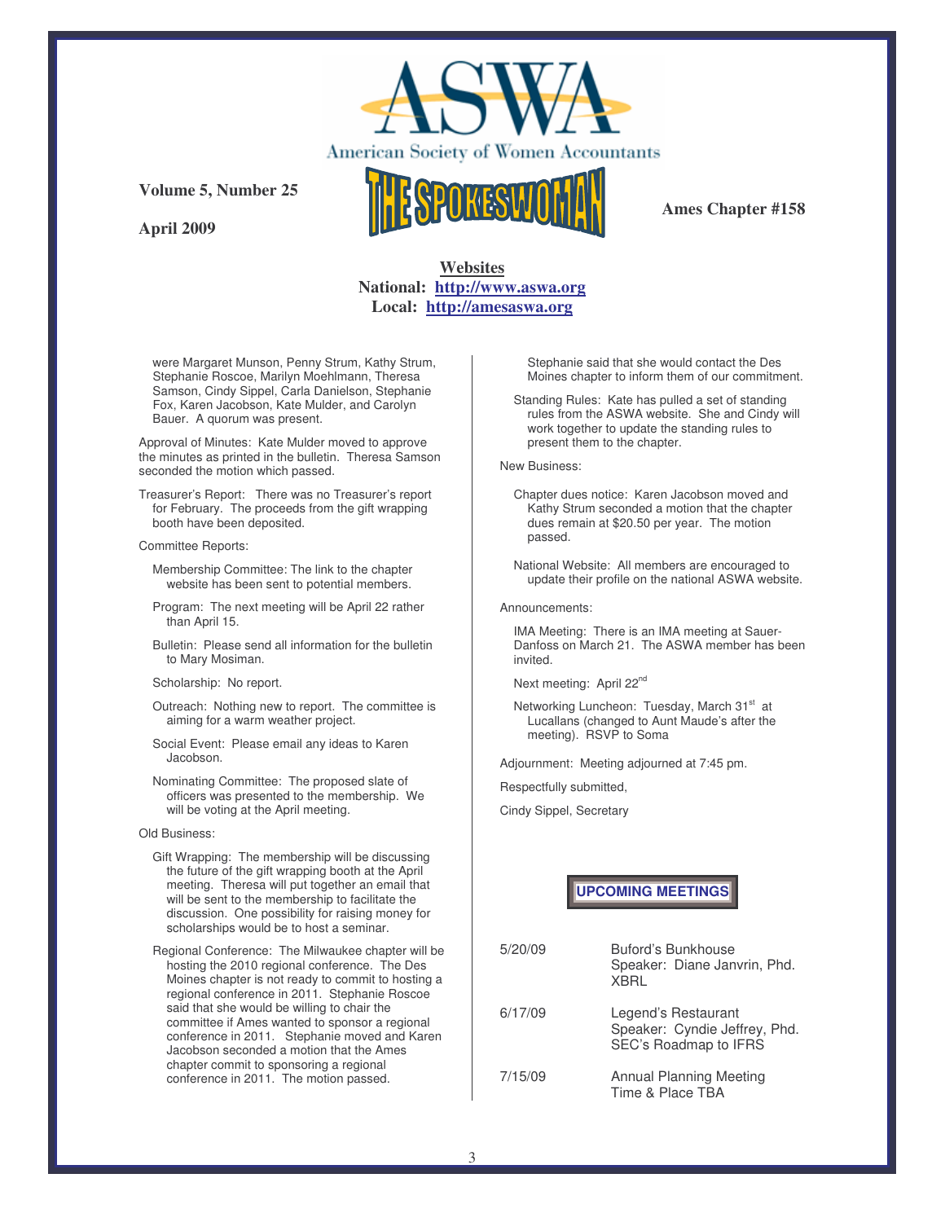American Society of Women Accountants

**Volume 5, Number 25**

**April 2009**

# THE SPOKESWOMAN

**Ames Chapter #158**

**Websites**
**National: [http://www.aswa.org](http://www.aswa.org)**
**Local: [http://amesaswa.org](http://amesaswa.org)**

were Margaret Munson, Penny Strum, Kathy Strum, Stephanie Roscoe, Marilyn Moehlmann, Theresa Samson, Cindy Sippel, Carla Danielson, Stephanie Fox, Karen Jacobson, Kate Mulder, and Carolyn Bauer. A quorum was present.

Approval of Minutes: Kate Mulder moved to approve the minutes as printed in the bulletin. Theresa Samson seconded the motion which passed.

Treasurer's Report: There was no Treasurer's report for February. The proceeds from the gift wrapping booth have been deposited.

Committee Reports:

Membership Committee: The link to the chapter website has been sent to potential members.

Program: The next meeting will be April 22 rather than April 15.

Bulletin: Please send all information for the bulletin to Mary Mosiman.

Scholarship: No report.

Outreach: Nothing new to report. The committee is aiming for a warm weather project.

Social Event: Please email any ideas to Karen Jacobson.

Nominating Committee: The proposed slate of officers was presented to the membership. We will be voting at the April meeting.

Old Business:

Gift Wrapping: The membership will be discussing the future of the gift wrapping booth at the April meeting. Theresa will put together an email that will be sent to the membership to facilitate the discussion. One possibility for raising money for scholarships would be to host a seminar.

Regional Conference: The Milwaukee chapter will be hosting the 2010 regional conference. The Des Moines chapter is not ready to commit to hosting a regional conference in 2011. Stephanie Roscoe said that she would be willing to chair the committee if Ames wanted to sponsor a regional conference in 2011. Stephanie moved and Karen Jacobson seconded a motion that the Ames chapter commit to sponsoring a regional conference in 2011. The motion passed. Stephanie said that she would contact the Des Moines chapter to inform them of our commitment.

Standing Rules: Kate has pulled a set of standing rules from the ASWA website. She and Cindy will work together to update the standing rules to present them to the chapter.

New Business:

Chapter dues notice: Karen Jacobson moved and Kathy Strum seconded a motion that the chapter dues remain at $20.50 per year. The motion passed.

National Website: All members are encouraged to update their profile on the national ASWA website.

Announcements:

IMA Meeting: There is an IMA meeting at Sauer-Danfoss on March 21. The ASWA member has been invited.

Next meeting: April 22nd

Networking Luncheon: Tuesday, March 31st at Lucallans (changed to Aunt Maude's after the meeting). RSVP to Soma

Adjournment: Meeting adjourned at 7:45 pm.

Respectfully submitted,

Cindy Sippel, Secretary

## UPCOMING MEETINGS

| | |
|---|---|
| 5/20/09 | Buford's Bunkhouse<br>Speaker: Diane Janvrin, Phd.<br>XBRL |
| 6/17/09 | Legend's Restaurant<br>Speaker: Cyndie Jeffrey, Phd.<br>SEC's Roadmap to IFRS |
| 7/15/09 | Annual Planning Meeting<br>Time & Place TBA |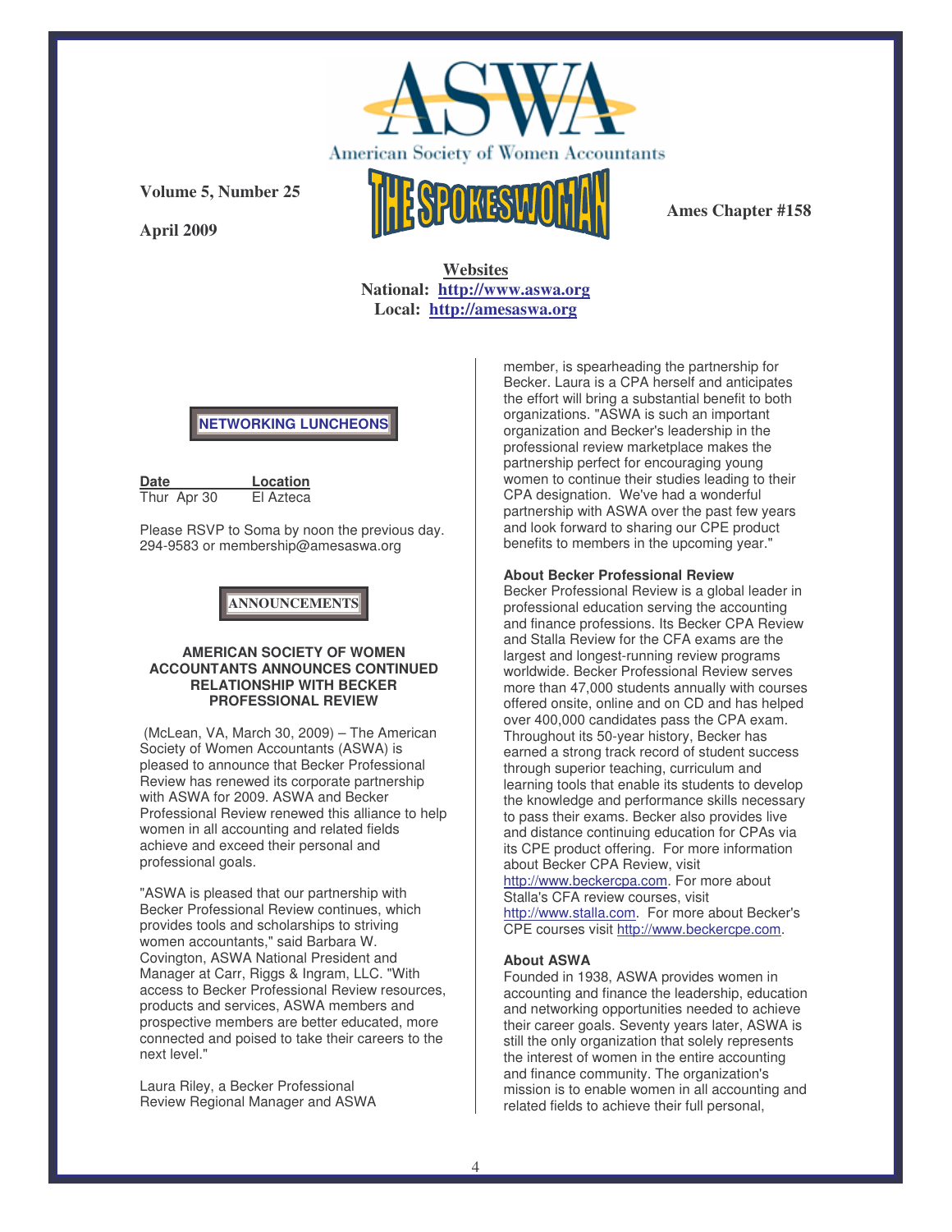American Society of Women Accountants

**Volume 5, Number 25**

**April 2009**

# THE SPOKESWOMAN

**Ames Chapter #158**

**Websites**
**National: http://www.aswa.org**
**Local: http://amesaswa.org**

## NETWORKING LUNCHEONS

| Date | Location |
|---|---|
| Thur Apr 30 | El Azteca |

Please RSVP to Soma by noon the previous day. 294-9583 or membership@amesaswa.org

## ANNOUNCEMENTS

### AMERICAN SOCIETY OF WOMEN ACCOUNTANTS ANNOUNCES CONTINUED RELATIONSHIP WITH BECKER PROFESSIONAL REVIEW

(McLean, VA, March 30, 2009) – The American Society of Women Accountants (ASWA) is pleased to announce that Becker Professional Review has renewed its corporate partnership with ASWA for 2009. ASWA and Becker Professional Review renewed this alliance to help women in all accounting and related fields achieve and exceed their personal and professional goals.

"ASWA is pleased that our partnership with Becker Professional Review continues, which provides tools and scholarships to striving women accountants," said Barbara W. Covington, ASWA National President and Manager at Carr, Riggs & Ingram, LLC. "With access to Becker Professional Review resources, products and services, ASWA members and prospective members are better educated, more connected and poised to take their careers to the next level."

Laura Riley, a Becker Professional Review Regional Manager and ASWA member, is spearheading the partnership for Becker. Laura is a CPA herself and anticipates the effort will bring a substantial benefit to both organizations. "ASWA is such an important organization and Becker's leadership in the professional review marketplace makes the partnership perfect for encouraging young women to continue their studies leading to their CPA designation. We've had a wonderful partnership with ASWA over the past few years and look forward to sharing our CPE product benefits to members in the upcoming year."

**About Becker Professional Review**
Becker Professional Review is a global leader in professional education serving the accounting and finance professions. Its Becker CPA Review and Stalla Review for the CFA exams are the largest and longest-running review programs worldwide. Becker Professional Review serves more than 47,000 students annually with courses offered onsite, online and on CD and has helped over 400,000 candidates pass the CPA exam. Throughout its 50-year history, Becker has earned a strong track record of student success through superior teaching, curriculum and learning tools that enable its students to develop the knowledge and performance skills necessary to pass their exams. Becker also provides live and distance continuing education for CPAs via its CPE product offering. For more information about Becker CPA Review, visit http://www.beckercpa.com. For more about Stalla's CFA review courses, visit http://www.stalla.com. For more about Becker's CPE courses visit http://www.beckercpe.com.

**About ASWA**
Founded in 1938, ASWA provides women in accounting and finance the leadership, education and networking opportunities needed to achieve their career goals. Seventy years later, ASWA is still the only organization that solely represents the interest of women in the entire accounting and finance community. The organization's mission is to enable women in all accounting and related fields to achieve their full personal,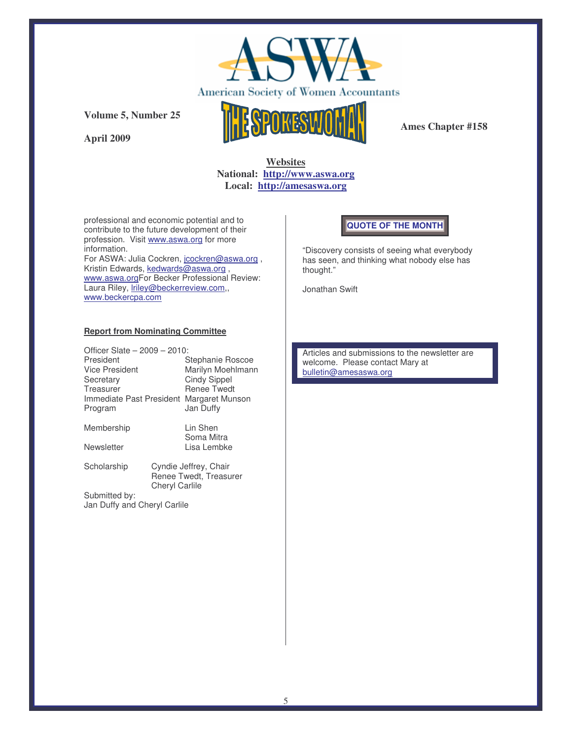American Society of Women Accountants

**Volume 5, Number 25**

**April 2009**

# THE SPOKESWOMAN

**Ames Chapter #158**

**Websites**
**National: http://www.aswa.org**
**Local: http://amesaswa.org**

professional and economic potential and to contribute to the future development of their profession. Visit www.aswa.org for more information.
For ASWA: Julia Cockren, jcockren@aswa.org , Kristin Edwards, kedwards@aswa.org , www.aswa.orgFor Becker Professional Review: Laura Riley, lriley@beckerreview.com,, www.beckercpa.com

**Report from Nominating Committee**

Officer Slate – 2009 – 2010:

| | |
|---|---|
| President | Stephanie Roscoe |
| Vice President | Marilyn Moehlmann |
| Secretary | Cindy Sippel |
| Treasurer | Renee Twedt |
| Immediate Past President | Margaret Munson |
| Program | Jan Duffy |
| Membership | Lin Shen<br>Soma Mitra |
| Newsletter | Lisa Lembke |
| Scholarship | Cyndie Jeffrey, Chair<br>Renee Twedt, Treasurer<br>Cheryl Carlile |

Submitted by:
Jan Duffy and Cheryl Carlile

**QUOTE OF THE MONTH**

"Discovery consists of seeing what everybody has seen, and thinking what nobody else has thought."

Jonathan Swift

Articles and submissions to the newsletter are welcome. Please contact Mary at bulletin@amesaswa.org